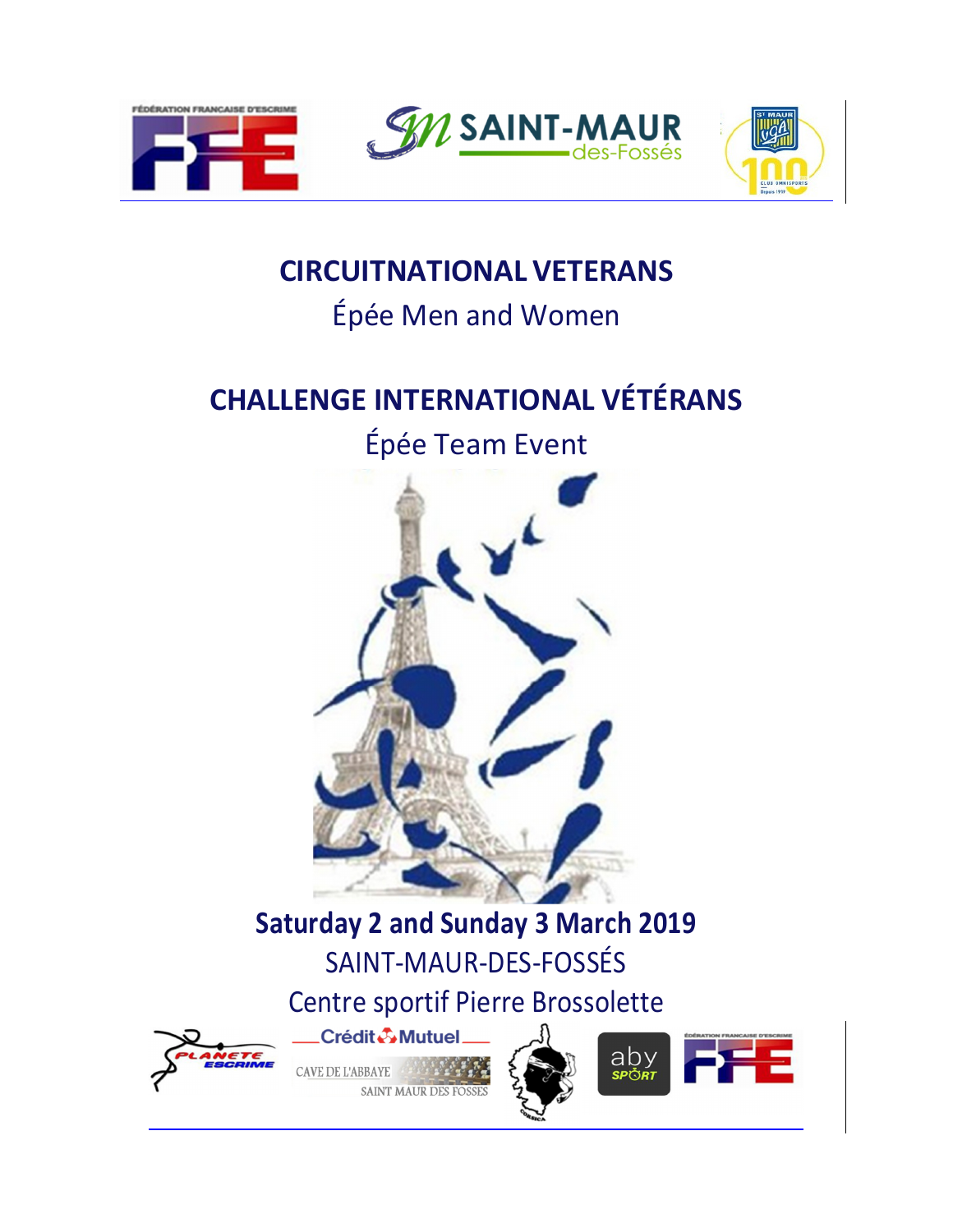# CIRCUITNATIONAL VETERANS

Épée Men and Women

# CHALLENGE INTERNATIONAL VÉTÉRANS

Épée Team Event

**Saturday 2 and Sunday 3 March 2019**

SAINT-MAUR-DES-FOSSÉS

Centre sportif Pierre Brossolette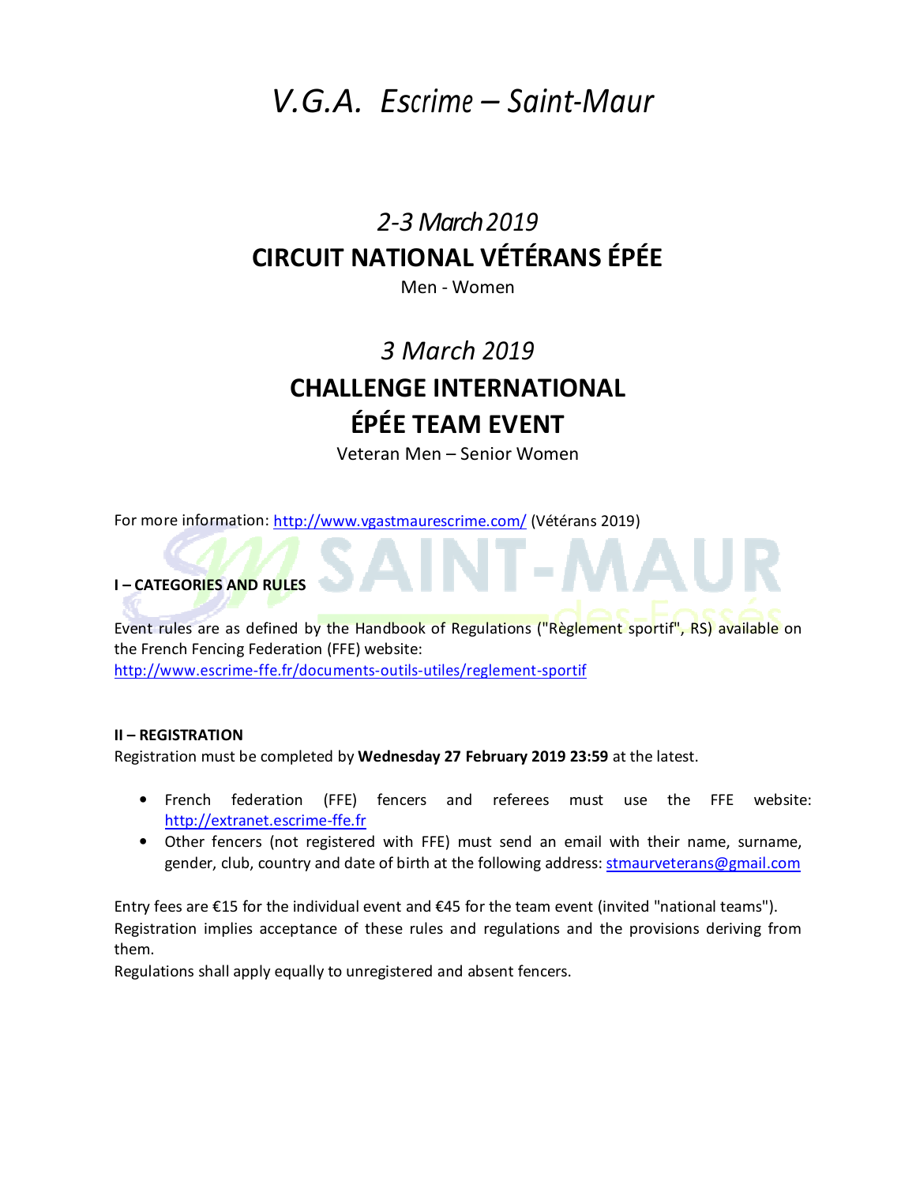# *V.G.A. Escrime – Saint-Maur*

## *2-3 March 2019*

## CIRCUIT NATIONAL VÉTÉRANS ÉPÉE

Men - Women

## *3 March 2019*

## CHALLENGE INTERNATIONAL ÉPÉE TEAM EVENT

Veteran Men – Senior Women

For more information: http://www.vgastmaurescrime.com/ (Vétérans 2019)

### I – CATEGORIES AND RULES

Event rules are as defined by the Handbook of Regulations ("Règlement sportif", RS) available on the French Fencing Federation (FFE) website:
http://www.escrime-ffe.fr/documents-outils-utiles/reglement-sportif

### II – REGISTRATION

Registration must be completed by **Wednesday 27 February 2019 23:59** at the latest.

- French federation (FFE) fencers and referees must use the FFE website: http://extranet.escrime-ffe.fr
- Other fencers (not registered with FFE) must send an email with their name, surname, gender, club, country and date of birth at the following address: stmaurveterans@gmail.com

Entry fees are €15 for the individual event and €45 for the team event (invited "national teams").
Registration implies acceptance of these rules and regulations and the provisions deriving from them.
Regulations shall apply equally to unregistered and absent fencers.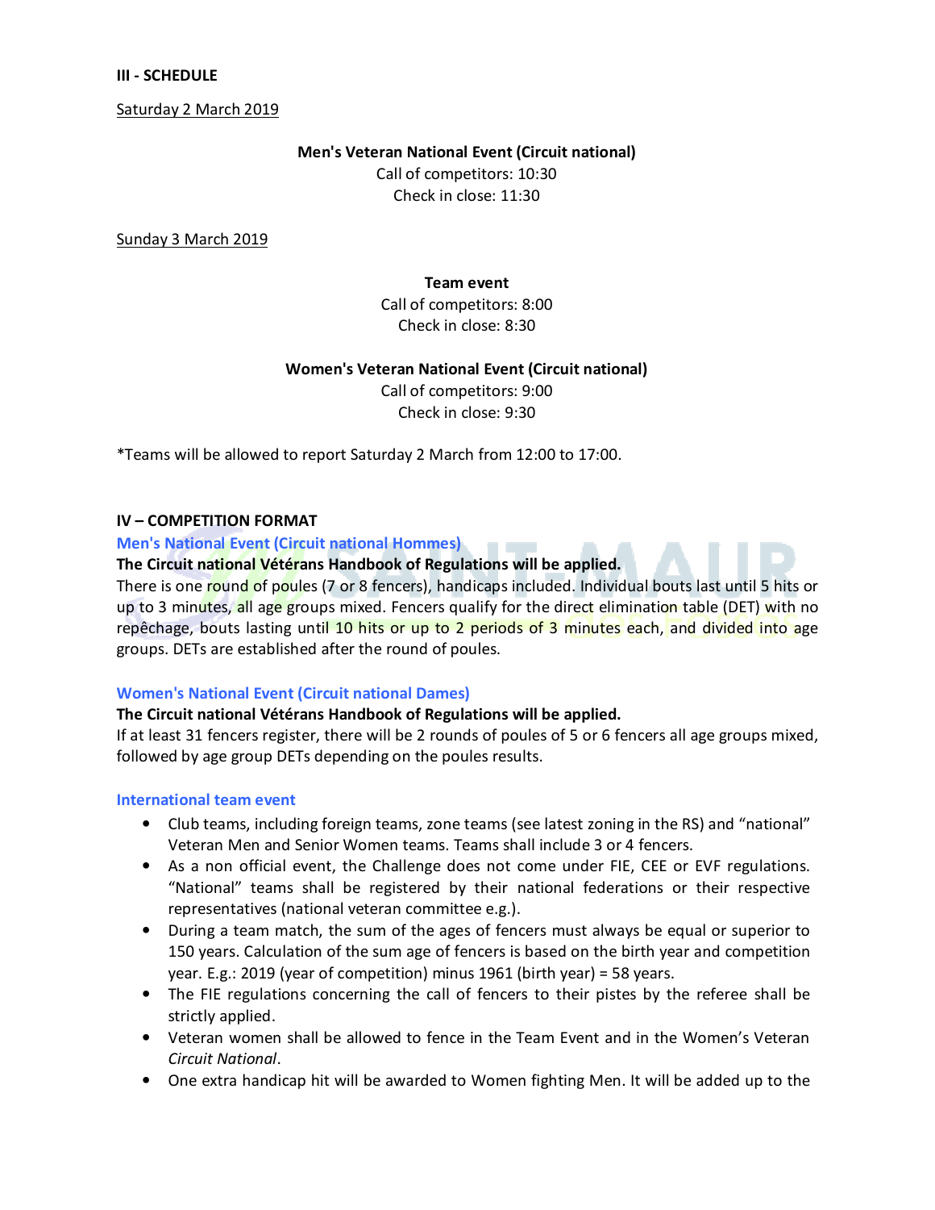**III - SCHEDULE**

Saturday 2 March 2019

**Men's Veteran National Event (Circuit national)**
Call of competitors: 10:30
Check in close: 11:30

Sunday 3 March 2019

**Team event**
Call of competitors: 8:00
Check in close: 8:30

**Women's Veteran National Event (Circuit national)**
Call of competitors: 9:00
Check in close: 9:30

*Teams will be allowed to report Saturday 2 March from 12:00 to 17:00.

**IV – COMPETITION FORMAT**

**Men's National Event (Circuit national Hommes)**

**The Circuit national Vétérans Handbook of Regulations will be applied.**

There is one round of poules (7 or 8 fencers), handicaps included. Individual bouts last until 5 hits or up to 3 minutes, all age groups mixed. Fencers qualify for the direct elimination table (DET) with no repêchage, bouts lasting until 10 hits or up to 2 periods of 3 minutes each, and divided into age groups. DETs are established after the round of poules.

**Women's National Event (Circuit national Dames)**

**The Circuit national Vétérans Handbook of Regulations will be applied.**

If at least 31 fencers register, there will be 2 rounds of poules of 5 or 6 fencers all age groups mixed, followed by age group DETs depending on the poules results.

**International team event**

- Club teams, including foreign teams, zone teams (see latest zoning in the RS) and "national" Veteran Men and Senior Women teams. Teams shall include 3 or 4 fencers.
- As a non official event, the Challenge does not come under FIE, CEE or EVF regulations. "National" teams shall be registered by their national federations or their respective representatives (national veteran committee e.g.).
- During a team match, the sum of the ages of fencers must always be equal or superior to 150 years. Calculation of the sum age of fencers is based on the birth year and competition year. E.g.: 2019 (year of competition) minus 1961 (birth year) = 58 years.
- The FIE regulations concerning the call of fencers to their pistes by the referee shall be strictly applied.
- Veteran women shall be allowed to fence in the Team Event and in the Women's Veteran *Circuit National*.
- One extra handicap hit will be awarded to Women fighting Men. It will be added up to the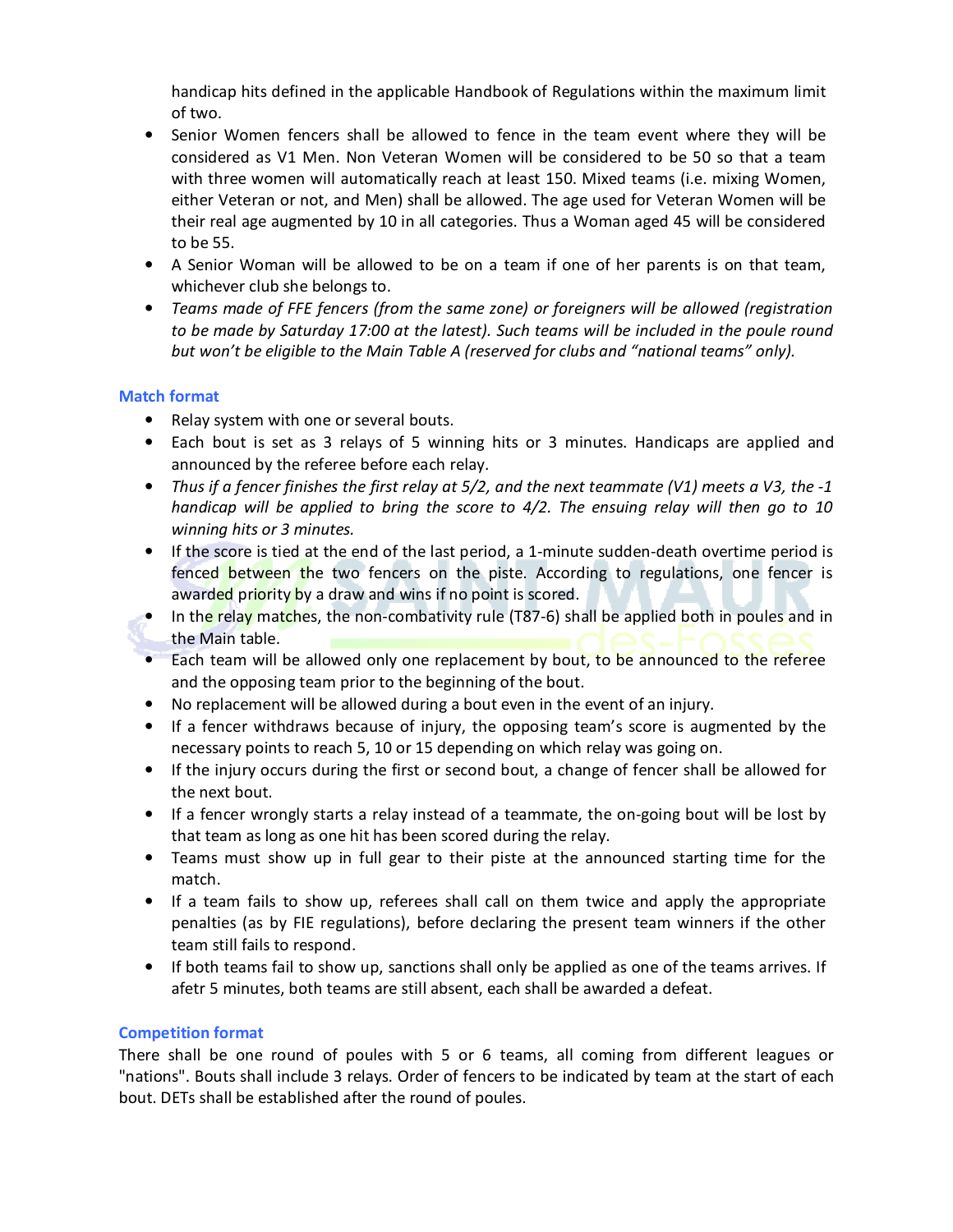handicap hits defined in the applicable Handbook of Regulations within the maximum limit of two.

- Senior Women fencers shall be allowed to fence in the team event where they will be considered as V1 Men. Non Veteran Women will be considered to be 50 so that a team with three women will automatically reach at least 150. Mixed teams (i.e. mixing Women, either Veteran or not, and Men) shall be allowed. The age used for Veteran Women will be their real age augmented by 10 in all categories. Thus a Woman aged 45 will be considered to be 55.
- A Senior Woman will be allowed to be on a team if one of her parents is on that team, whichever club she belongs to.
- *Teams made of FFE fencers (from the same zone) or foreigners will be allowed (registration to be made by Saturday 17:00 at the latest). Such teams will be included in the poule round but won't be eligible to the Main Table A (reserved for clubs and "national teams" only).*

### Match format

- Relay system with one or several bouts.
- Each bout is set as 3 relays of 5 winning hits or 3 minutes. Handicaps are applied and announced by the referee before each relay.
- *Thus if a fencer finishes the first relay at 5/2, and the next teammate (V1) meets a V3, the -1 handicap will be applied to bring the score to 4/2. The ensuing relay will then go to 10 winning hits or 3 minutes.*
- If the score is tied at the end of the last period, a 1-minute sudden-death overtime period is fenced between the two fencers on the piste. According to regulations, one fencer is awarded priority by a draw and wins if no point is scored.
- In the relay matches, the non-combativity rule (T87-6) shall be applied both in poules and in the Main table.
- Each team will be allowed only one replacement by bout, to be announced to the referee and the opposing team prior to the beginning of the bout.
- No replacement will be allowed during a bout even in the event of an injury.
- If a fencer withdraws because of injury, the opposing team's score is augmented by the necessary points to reach 5, 10 or 15 depending on which relay was going on.
- If the injury occurs during the first or second bout, a change of fencer shall be allowed for the next bout.
- If a fencer wrongly starts a relay instead of a teammate, the on-going bout will be lost by that team as long as one hit has been scored during the relay.
- Teams must show up in full gear to their piste at the announced starting time for the match.
- If a team fails to show up, referees shall call on them twice and apply the appropriate penalties (as by FIE regulations), before declaring the present team winners if the other team still fails to respond.
- If both teams fail to show up, sanctions shall only be applied as one of the teams arrives. If afetr 5 minutes, both teams are still absent, each shall be awarded a defeat.

### Competition format

There shall be one round of poules with 5 or 6 teams, all coming from different leagues or "nations". Bouts shall include 3 relays. Order of fencers to be indicated by team at the start of each bout. DETs shall be established after the round of poules.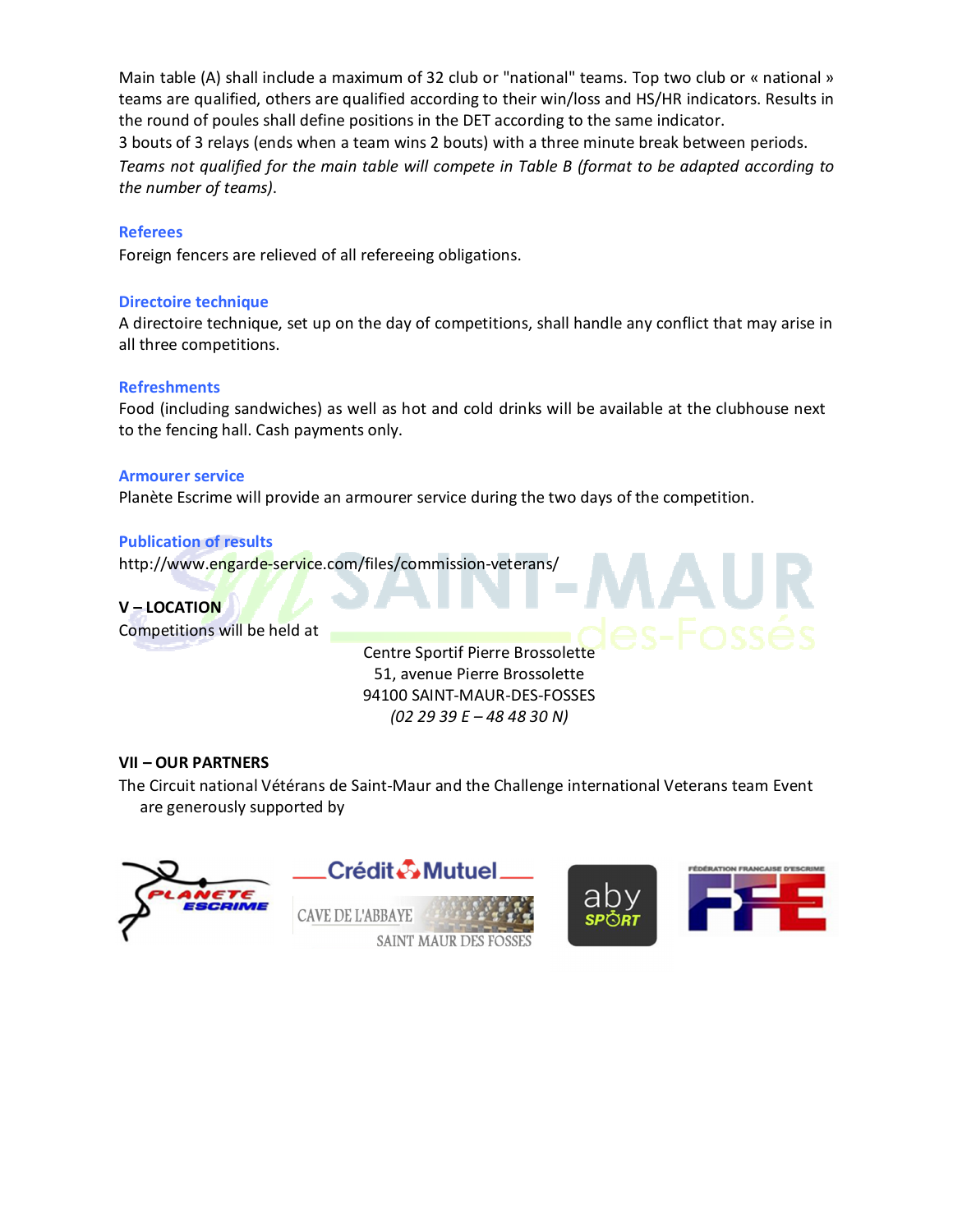Main table (A) shall include a maximum of 32 club or "national" teams. Top two club or « national » teams are qualified, others are qualified according to their win/loss and HS/HR indicators. Results in the round of poules shall define positions in the DET according to the same indicator.
3 bouts of 3 relays (ends when a team wins 2 bouts) with a three minute break between periods.
*Teams not qualified for the main table will compete in Table B (format to be adapted according to the number of teams).*

### Referees

Foreign fencers are relieved of all refereeing obligations.

### Directoire technique

A directoire technique, set up on the day of competitions, shall handle any conflict that may arise in all three competitions.

### Refreshments

Food (including sandwiches) as well as hot and cold drinks will be available at the clubhouse next to the fencing hall. Cash payments only.

### Armourer service

Planète Escrime will provide an armourer service during the two days of the competition.

### Publication of results

http://www.engarde-service.com/files/commission-veterans/

## V – LOCATION

Competitions will be held at

Centre Sportif Pierre Brossolette
51, avenue Pierre Brossolette
94100 SAINT-MAUR-DES-FOSSES
*(02 29 39 E – 48 48 30 N)*

## VII – OUR PARTNERS

The Circuit national Vétérans de Saint-Maur and the Challenge international Veterans team Event are generously supported by